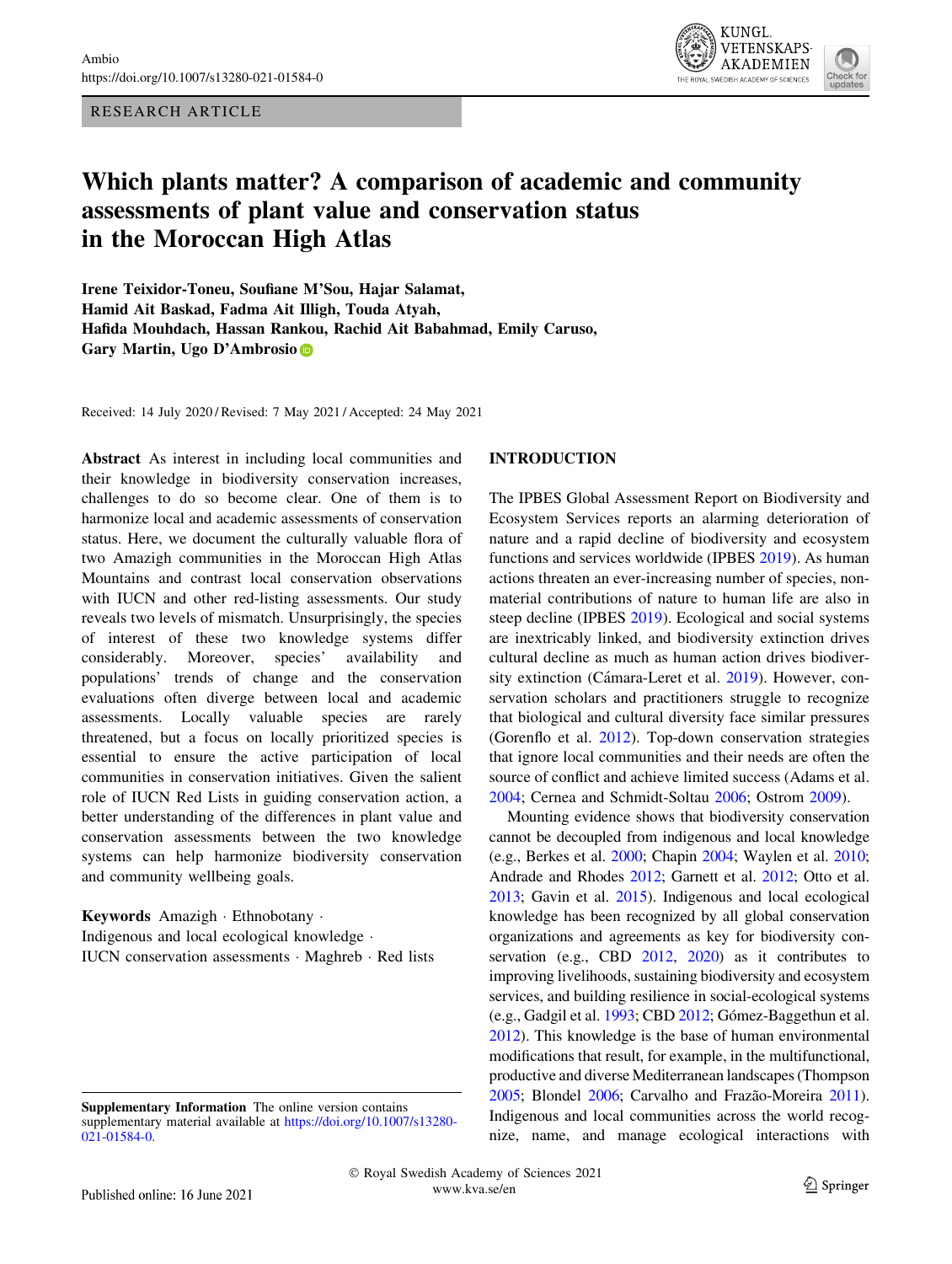RESEARCH ARTICLE

# Which plants matter? A comparison of academic and community assessments of plant value and conservation status in the Moroccan High Atlas

**Irene Teixidor-Toneu, Soufiane M'Sou, Hajar Salamat, Hamid Ait Baskad, Fadma Ait Illigh, Touda Atyah, Hafida Mouhdach, Hassan Rankou, Rachid Ait Babahmad, Emily Caruso, Gary Martin, Ugo D'Ambrosio**

Received: 14 July 2020 / Revised: 7 May 2021 / Accepted: 24 May 2021

**Abstract** As interest in including local communities and their knowledge in biodiversity conservation increases, challenges to do so become clear. One of them is to harmonize local and academic assessments of conservation status. Here, we document the culturally valuable flora of two Amazigh communities in the Moroccan High Atlas Mountains and contrast local conservation observations with IUCN and other red-listing assessments. Our study reveals two levels of mismatch. Unsurprisingly, the species of interest of these two knowledge systems differ considerably. Moreover, species' availability and populations' trends of change and the conservation evaluations often diverge between local and academic assessments. Locally valuable species are rarely threatened, but a focus on locally prioritized species is essential to ensure the active participation of local communities in conservation initiatives. Given the salient role of IUCN Red Lists in guiding conservation action, a better understanding of the differences in plant value and conservation assessments between the two knowledge systems can help harmonize biodiversity conservation and community wellbeing goals.

**Keywords** Amazigh · Ethnobotany · Indigenous and local ecological knowledge · IUCN conservation assessments · Maghreb · Red lists

## INTRODUCTION

The IPBES Global Assessment Report on Biodiversity and Ecosystem Services reports an alarming deterioration of nature and a rapid decline of biodiversity and ecosystem functions and services worldwide (IPBES 2019). As human actions threaten an ever-increasing number of species, non-material contributions of nature to human life are also in steep decline (IPBES 2019). Ecological and social systems are inextricably linked, and biodiversity extinction drives cultural decline as much as human action drives biodiversity extinction (Cámara-Leret et al. 2019). However, conservation scholars and practitioners struggle to recognize that biological and cultural diversity face similar pressures (Gorenflo et al. 2012). Top-down conservation strategies that ignore local communities and their needs are often the source of conflict and achieve limited success (Adams et al. 2004; Cernea and Schmidt-Soltau 2006; Ostrom 2009).

Mounting evidence shows that biodiversity conservation cannot be decoupled from indigenous and local knowledge (e.g., Berkes et al. 2000; Chapin 2004; Waylen et al. 2010; Andrade and Rhodes 2012; Garnett et al. 2012; Otto et al. 2013; Gavin et al. 2015). Indigenous and local ecological knowledge has been recognized by all global conservation organizations and agreements as key for biodiversity conservation (e.g., CBD 2012, 2020) as it contributes to improving livelihoods, sustaining biodiversity and ecosystem services, and building resilience in social-ecological systems (e.g., Gadgil et al. 1993; CBD 2012; Gómez-Baggethun et al. 2012). This knowledge is the base of human environmental modifications that result, for example, in the multifunctional, productive and diverse Mediterranean landscapes (Thompson 2005; Blondel 2006; Carvalho and Frazão-Moreira 2011). Indigenous and local communities across the world recognize, name, and manage ecological interactions with

**Supplementary Information** The online version contains supplementary material available at https://doi.org/10.1007/s13280-021-01584-0.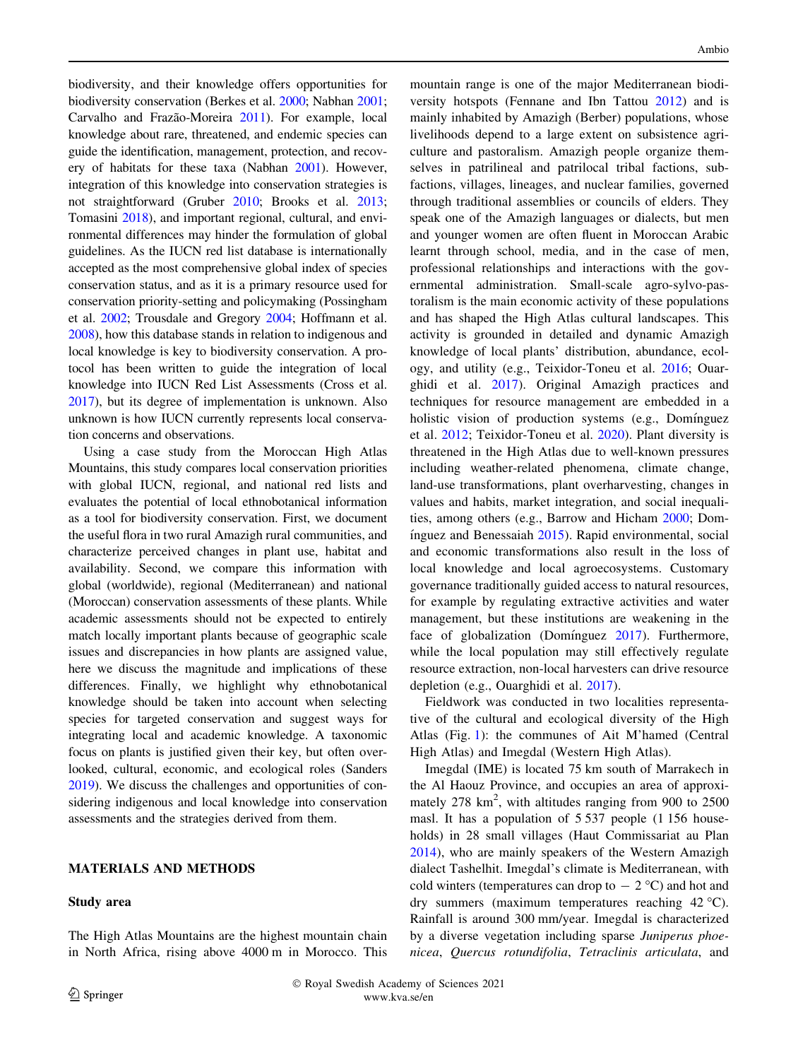biodiversity, and their knowledge offers opportunities for biodiversity conservation (Berkes et al. 2000; Nabhan 2001; Carvalho and Frazão-Moreira 2011). For example, local knowledge about rare, threatened, and endemic species can guide the identification, management, protection, and recovery of habitats for these taxa (Nabhan 2001). However, integration of this knowledge into conservation strategies is not straightforward (Gruber 2010; Brooks et al. 2013; Tomasini 2018), and important regional, cultural, and environmental differences may hinder the formulation of global guidelines. As the IUCN red list database is internationally accepted as the most comprehensive global index of species conservation status, and as it is a primary resource used for conservation priority-setting and policymaking (Possingham et al. 2002; Trousdale and Gregory 2004; Hoffmann et al. 2008), how this database stands in relation to indigenous and local knowledge is key to biodiversity conservation. A protocol has been written to guide the integration of local knowledge into IUCN Red List Assessments (Cross et al. 2017), but its degree of implementation is unknown. Also unknown is how IUCN currently represents local conservation concerns and observations.

Using a case study from the Moroccan High Atlas Mountains, this study compares local conservation priorities with global IUCN, regional, and national red lists and evaluates the potential of local ethnobotanical information as a tool for biodiversity conservation. First, we document the useful flora in two rural Amazigh rural communities, and characterize perceived changes in plant use, habitat and availability. Second, we compare this information with global (worldwide), regional (Mediterranean) and national (Moroccan) conservation assessments of these plants. While academic assessments should not be expected to entirely match locally important plants because of geographic scale issues and discrepancies in how plants are assigned value, here we discuss the magnitude and implications of these differences. Finally, we highlight why ethnobotanical knowledge should be taken into account when selecting species for targeted conservation and suggest ways for integrating local and academic knowledge. A taxonomic focus on plants is justified given their key, but often overlooked, cultural, economic, and ecological roles (Sanders 2019). We discuss the challenges and opportunities of considering indigenous and local knowledge into conservation assessments and the strategies derived from them.

## MATERIALS AND METHODS

### Study area

The High Atlas Mountains are the highest mountain chain in North Africa, rising above 4000 m in Morocco. This mountain range is one of the major Mediterranean biodiversity hotspots (Fennane and Ibn Tattou 2012) and is mainly inhabited by Amazigh (Berber) populations, whose livelihoods depend to a large extent on subsistence agriculture and pastoralism. Amazigh people organize themselves in patrilineal and patrilocal tribal factions, sub-factions, villages, lineages, and nuclear families, governed through traditional assemblies or councils of elders. They speak one of the Amazigh languages or dialects, but men and younger women are often fluent in Moroccan Arabic learnt through school, media, and in the case of men, professional relationships and interactions with the governmental administration. Small-scale agro-sylvo-pastoralism is the main economic activity of these populations and has shaped the High Atlas cultural landscapes. This activity is grounded in detailed and dynamic Amazigh knowledge of local plants' distribution, abundance, ecology, and utility (e.g., Teixidor-Toneu et al. 2016; Ouarghidi et al. 2017). Original Amazigh practices and techniques for resource management are embedded in a holistic vision of production systems (e.g., Domínguez et al. 2012; Teixidor-Toneu et al. 2020). Plant diversity is threatened in the High Atlas due to well-known pressures including weather-related phenomena, climate change, land-use transformations, plant overharvesting, changes in values and habits, market integration, and social inequalities, among others (e.g., Barrow and Hicham 2000; Domínguez and Benessaiah 2015). Rapid environmental, social and economic transformations also result in the loss of local knowledge and local agroecosystems. Customary governance traditionally guided access to natural resources, for example by regulating extractive activities and water management, but these institutions are weakening in the face of globalization (Domínguez 2017). Furthermore, while the local population may still effectively regulate resource extraction, non-local harvesters can drive resource depletion (e.g., Ouarghidi et al. 2017).

Fieldwork was conducted in two localities representative of the cultural and ecological diversity of the High Atlas (Fig. 1): the communes of Ait M'hamed (Central High Atlas) and Imegdal (Western High Atlas).

Imegdal (IME) is located 75 km south of Marrakech in the Al Haouz Province, and occupies an area of approximately 278 km$^2$, with altitudes ranging from 900 to 2500 masl. It has a population of 5 537 people (1 156 households) in 28 small villages (Haut Commissariat au Plan 2014), who are mainly speakers of the Western Amazigh dialect Tashelhit. Imegdal's climate is Mediterranean, with cold winters (temperatures can drop to − 2 °C) and hot and dry summers (maximum temperatures reaching 42 °C). Rainfall is around 300 mm/year. Imegdal is characterized by a diverse vegetation including sparse *Juniperus phoenicea*, *Quercus rotundifolia*, *Tetraclinis articulata*, and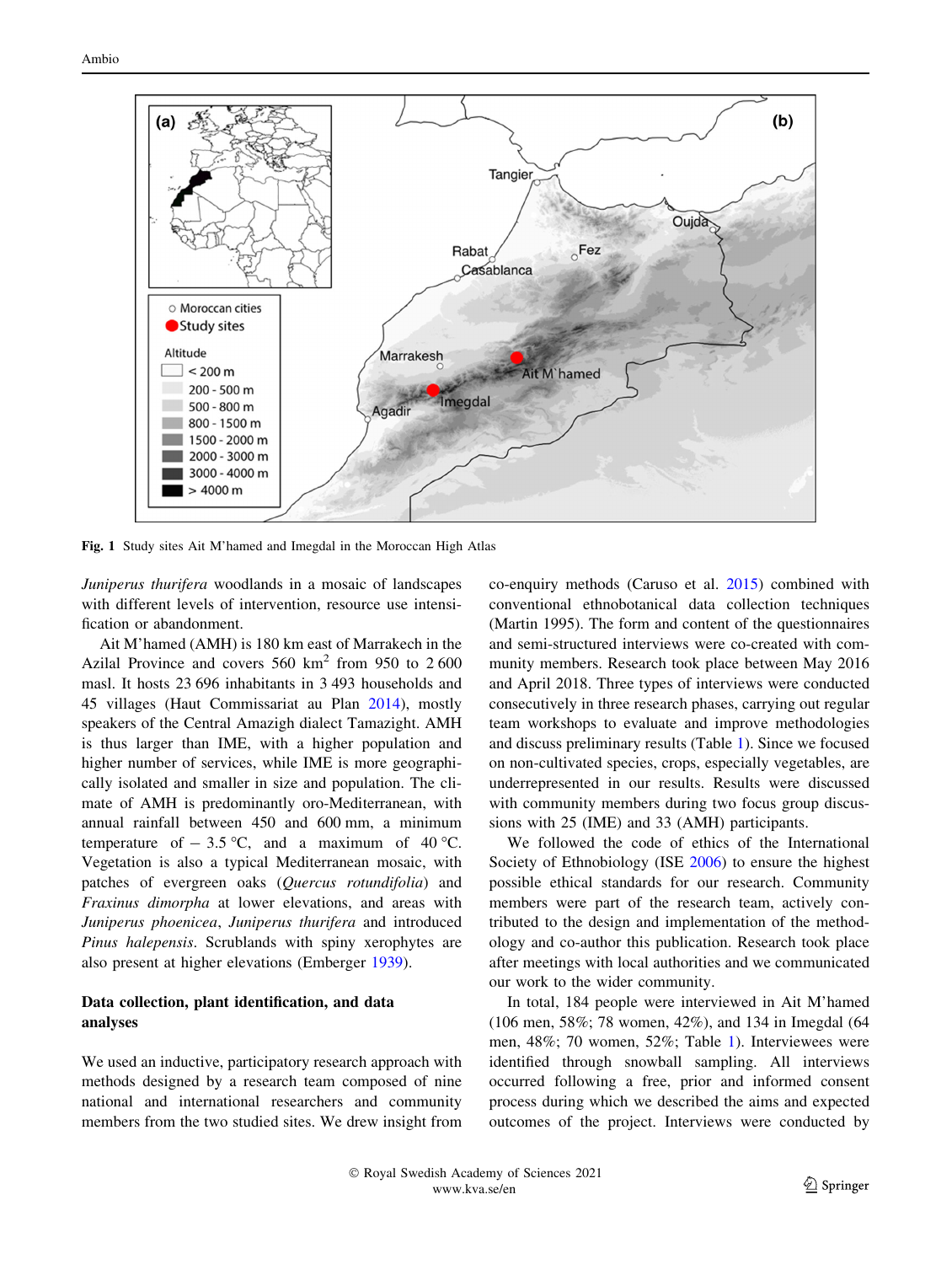Fig. 1 Study sites Ait M'hamed and Imegdal in the Moroccan High Atlas

*Juniperus thurifera* woodlands in a mosaic of landscapes with different levels of intervention, resource use intensification or abandonment.

Ait M'hamed (AMH) is 180 km east of Marrakech in the Azilal Province and covers 560 km$^2$ from 950 to 2 600 masl. It hosts 23 696 inhabitants in 3 493 households and 45 villages (Haut Commissariat au Plan 2014), mostly speakers of the Central Amazigh dialect Tamazight. AMH is thus larger than IME, with a higher population and higher number of services, while IME is more geographically isolated and smaller in size and population. The climate of AMH is predominantly oro-Mediterranean, with annual rainfall between 450 and 600 mm, a minimum temperature of − 3.5 °C, and a maximum of 40 °C. Vegetation is also a typical Mediterranean mosaic, with patches of evergreen oaks (*Quercus rotundifolia*) and *Fraxinus dimorpha* at lower elevations, and areas with *Juniperus phoenicea*, *Juniperus thurifera* and introduced *Pinus halepensis*. Scrublands with spiny xerophytes are also present at higher elevations (Emberger 1939).

## Data collection, plant identification, and data analyses

We used an inductive, participatory research approach with methods designed by a research team composed of nine national and international researchers and community members from the two studied sites. We drew insight from co-enquiry methods (Caruso et al. 2015) combined with conventional ethnobotanical data collection techniques (Martin 1995). The form and content of the questionnaires and semi-structured interviews were co-created with community members. Research took place between May 2016 and April 2018. Three types of interviews were conducted consecutively in three research phases, carrying out regular team workshops to evaluate and improve methodologies and discuss preliminary results (Table 1). Since we focused on non-cultivated species, crops, especially vegetables, are underrepresented in our results. Results were discussed with community members during two focus group discussions with 25 (IME) and 33 (AMH) participants.

We followed the code of ethics of the International Society of Ethnobiology (ISE 2006) to ensure the highest possible ethical standards for our research. Community members were part of the research team, actively contributed to the design and implementation of the methodology and co-author this publication. Research took place after meetings with local authorities and we communicated our work to the wider community.

In total, 184 people were interviewed in Ait M'hamed (106 men, 58%; 78 women, 42%), and 134 in Imegdal (64 men, 48%; 70 women, 52%; Table 1). Interviewees were identified through snowball sampling. All interviews occurred following a free, prior and informed consent process during which we described the aims and expected outcomes of the project. Interviews were conducted by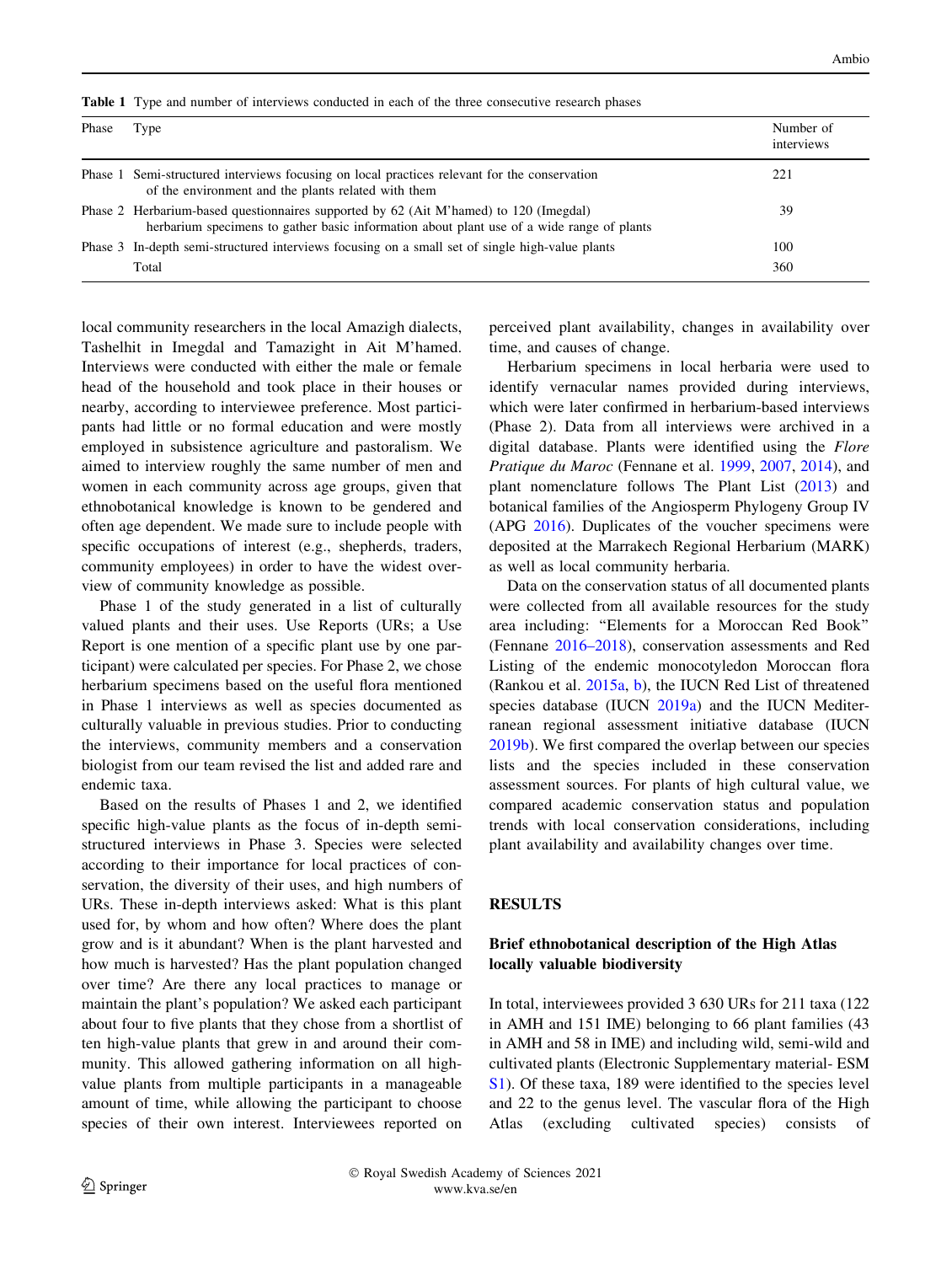**Table 1** Type and number of interviews conducted in each of the three consecutive research phases

| Phase | Type | Number of interviews |
|---|---|---|
| Phase 1 | Semi-structured interviews focusing on local practices relevant for the conservation of the environment and the plants related with them | 221 |
| Phase 2 | Herbarium-based questionnaires supported by 62 (Ait M'hamed) to 120 (Imegdal) herbarium specimens to gather basic information about plant use of a wide range of plants | 39 |
| Phase 3 | In-depth semi-structured interviews focusing on a small set of single high-value plants | 100 |
| | Total | 360 |

local community researchers in the local Amazigh dialects, Tashelhit in Imegdal and Tamazight in Ait M'hamed. Interviews were conducted with either the male or female head of the household and took place in their houses or nearby, according to interviewee preference. Most participants had little or no formal education and were mostly employed in subsistence agriculture and pastoralism. We aimed to interview roughly the same number of men and women in each community across age groups, given that ethnobotanical knowledge is known to be gendered and often age dependent. We made sure to include people with specific occupations of interest (e.g., shepherds, traders, community employees) in order to have the widest overview of community knowledge as possible.

Phase 1 of the study generated in a list of culturally valued plants and their uses. Use Reports (URs; a Use Report is one mention of a specific plant use by one participant) were calculated per species. For Phase 2, we chose herbarium specimens based on the useful flora mentioned in Phase 1 interviews as well as species documented as culturally valuable in previous studies. Prior to conducting the interviews, community members and a conservation biologist from our team revised the list and added rare and endemic taxa.

Based on the results of Phases 1 and 2, we identified specific high-value plants as the focus of in-depth semi-structured interviews in Phase 3. Species were selected according to their importance for local practices of conservation, the diversity of their uses, and high numbers of URs. These in-depth interviews asked: What is this plant used for, by whom and how often? Where does the plant grow and is it abundant? When is the plant harvested and how much is harvested? Has the plant population changed over time? Are there any local practices to manage or maintain the plant's population? We asked each participant about four to five plants that they chose from a shortlist of ten high-value plants that grew in and around their community. This allowed gathering information on all high-value plants from multiple participants in a manageable amount of time, while allowing the participant to choose species of their own interest. Interviewees reported on perceived plant availability, changes in availability over time, and causes of change.

Herbarium specimens in local herbaria were used to identify vernacular names provided during interviews, which were later confirmed in herbarium-based interviews (Phase 2). Data from all interviews were archived in a digital database. Plants were identified using the *Flore Pratique du Maroc* (Fennane et al. 1999, 2007, 2014), and plant nomenclature follows The Plant List (2013) and botanical families of the Angiosperm Phylogeny Group IV (APG 2016). Duplicates of the voucher specimens were deposited at the Marrakech Regional Herbarium (MARK) as well as local community herbaria.

Data on the conservation status of all documented plants were collected from all available resources for the study area including: "Elements for a Moroccan Red Book" (Fennane 2016–2018), conservation assessments and Red Listing of the endemic monocotyledon Moroccan flora (Rankou et al. 2015a, b), the IUCN Red List of threatened species database (IUCN 2019a) and the IUCN Mediterranean regional assessment initiative database (IUCN 2019b). We first compared the overlap between our species lists and the species included in these conservation assessment sources. For plants of high cultural value, we compared academic conservation status and population trends with local conservation considerations, including plant availability and availability changes over time.

## RESULTS

### Brief ethnobotanical description of the High Atlas locally valuable biodiversity

In total, interviewees provided 3 630 URs for 211 taxa (122 in AMH and 151 IME) belonging to 66 plant families (43 in AMH and 58 in IME) and including wild, semi-wild and cultivated plants (Electronic Supplementary material- ESM S1). Of these taxa, 189 were identified to the species level and 22 to the genus level. The vascular flora of the High Atlas (excluding cultivated species) consists of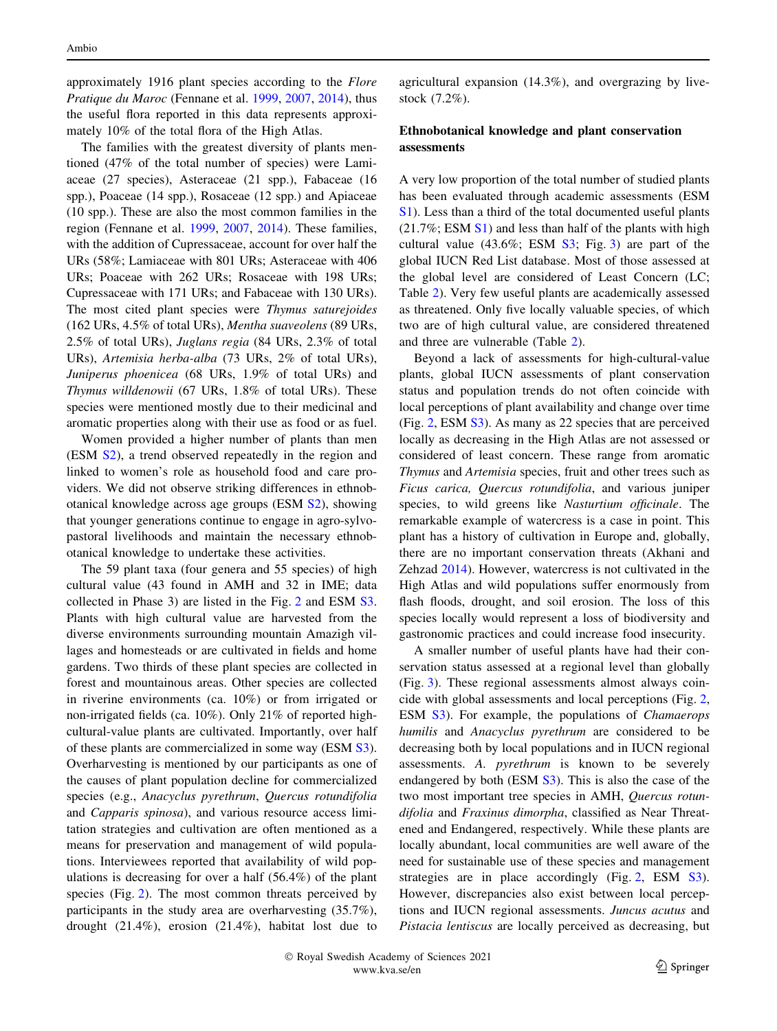approximately 1916 plant species according to the *Flore Pratique du Maroc* (Fennane et al. 1999, 2007, 2014), thus the useful flora reported in this data represents approximately 10% of the total flora of the High Atlas.

The families with the greatest diversity of plants mentioned (47% of the total number of species) were Lamiaceae (27 species), Asteraceae (21 spp.), Fabaceae (16 spp.), Poaceae (14 spp.), Rosaceae (12 spp.) and Apiaceae (10 spp.). These are also the most common families in the region (Fennane et al. 1999, 2007, 2014). These families, with the addition of Cupressaceae, account for over half the URs (58%; Lamiaceae with 801 URs; Asteraceae with 406 URs; Poaceae with 262 URs; Rosaceae with 198 URs; Cupressaceae with 171 URs; and Fabaceae with 130 URs). The most cited plant species were *Thymus saturejoides* (162 URs, 4.5% of total URs), *Mentha suaveolens* (89 URs, 2.5% of total URs), *Juglans regia* (84 URs, 2.3% of total URs), *Artemisia herba-alba* (73 URs, 2% of total URs), *Juniperus phoenicea* (68 URs, 1.9% of total URs) and *Thymus willdenowii* (67 URs, 1.8% of total URs). These species were mentioned mostly due to their medicinal and aromatic properties along with their use as food or as fuel.

Women provided a higher number of plants than men (ESM S2), a trend observed repeatedly in the region and linked to women's role as household food and care providers. We did not observe striking differences in ethnobotanical knowledge across age groups (ESM S2), showing that younger generations continue to engage in agro-sylvopastoral livelihoods and maintain the necessary ethnobotanical knowledge to undertake these activities.

The 59 plant taxa (four genera and 55 species) of high cultural value (43 found in AMH and 32 in IME; data collected in Phase 3) are listed in the Fig. 2 and ESM S3. Plants with high cultural value are harvested from the diverse environments surrounding mountain Amazigh villages and homesteads or are cultivated in fields and home gardens. Two thirds of these plant species are collected in forest and mountainous areas. Other species are collected in riverine environments (ca. 10%) or from irrigated or non-irrigated fields (ca. 10%). Only 21% of reported high-cultural-value plants are cultivated. Importantly, over half of these plants are commercialized in some way (ESM S3). Overharvesting is mentioned by our participants as one of the causes of plant population decline for commercialized species (e.g., *Anacyclus pyrethrum*, *Quercus rotundifolia* and *Capparis spinosa*), and various resource access limitation strategies and cultivation are often mentioned as a means for preservation and management of wild populations. Interviewees reported that availability of wild populations is decreasing for over a half (56.4%) of the plant species (Fig. 2). The most common threats perceived by participants in the study area are overharvesting (35.7%), drought (21.4%), erosion (21.4%), habitat lost due to agricultural expansion (14.3%), and overgrazing by livestock (7.2%).

## Ethnobotanical knowledge and plant conservation assessments

A very low proportion of the total number of studied plants has been evaluated through academic assessments (ESM S1). Less than a third of the total documented useful plants (21.7%; ESM S1) and less than half of the plants with high cultural value (43.6%; ESM S3; Fig. 3) are part of the global IUCN Red List database. Most of those assessed at the global level are considered of Least Concern (LC; Table 2). Very few useful plants are academically assessed as threatened. Only five locally valuable species, of which two are of high cultural value, are considered threatened and three are vulnerable (Table 2).

Beyond a lack of assessments for high-cultural-value plants, global IUCN assessments of plant conservation status and population trends do not often coincide with local perceptions of plant availability and change over time (Fig. 2, ESM S3). As many as 22 species that are perceived locally as decreasing in the High Atlas are not assessed or considered of least concern. These range from aromatic *Thymus* and *Artemisia* species, fruit and other trees such as *Ficus carica, Quercus rotundifolia*, and various juniper species, to wild greens like *Nasturtium officinale*. The remarkable example of watercress is a case in point. This plant has a history of cultivation in Europe and, globally, there are no important conservation threats (Akhani and Zehzad 2014). However, watercress is not cultivated in the High Atlas and wild populations suffer enormously from flash floods, drought, and soil erosion. The loss of this species locally would represent a loss of biodiversity and gastronomic practices and could increase food insecurity.

A smaller number of useful plants have had their conservation status assessed at a regional level than globally (Fig. 3). These regional assessments almost always coincide with global assessments and local perceptions (Fig. 2, ESM S3). For example, the populations of *Chamaerops humilis* and *Anacyclus pyrethrum* are considered to be decreasing both by local populations and in IUCN regional assessments. *A. pyrethrum* is known to be severely endangered by both (ESM S3). This is also the case of the two most important tree species in AMH, *Quercus rotundifolia* and *Fraxinus dimorpha*, classified as Near Threatened and Endangered, respectively. While these plants are locally abundant, local communities are well aware of the need for sustainable use of these species and management strategies are in place accordingly (Fig. 2, ESM S3). However, discrepancies also exist between local perceptions and IUCN regional assessments. *Juncus acutus* and *Pistacia lentiscus* are locally perceived as decreasing, but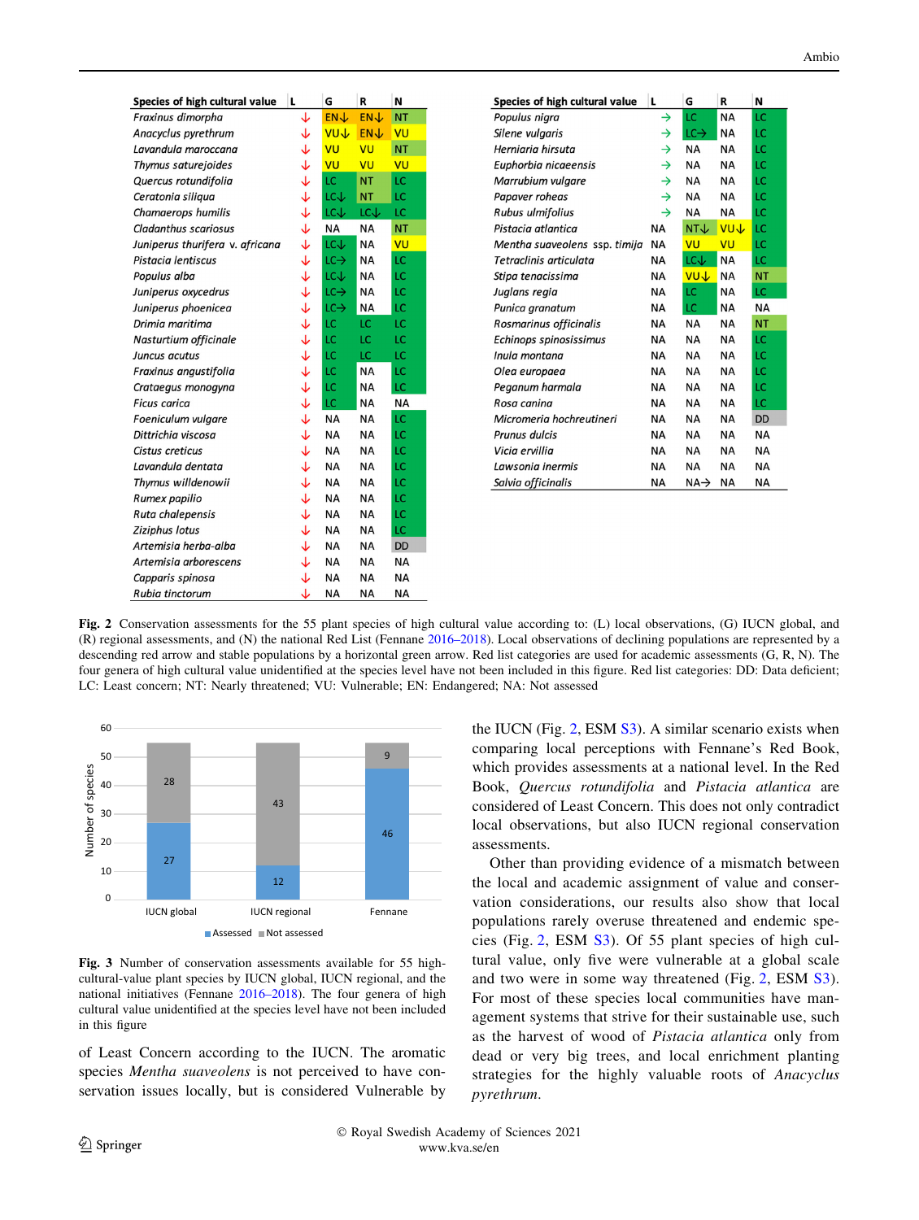| Species of high cultural value | L | G | R | N |
|---|---|---|---|---|
| *Fraxinus dimorpha* | ↓ | EN↓ | EN↓ | NT |
| *Anacyclus pyrethrum* | ↓ | VU↓ | EN↓ | VU |
| *Lavandula maroccana* | ↓ | VU | VU | NT |
| *Thymus saturejoides* | ↓ | VU | VU | VU |
| *Quercus rotundifolia* | ↓ | LC | NT | LC |
| *Ceratonia siliqua* | ↓ | LC↓ | NT | LC |
| *Chamaerops humilis* | ↓ | LC↓ | LC↓ | LC |
| *Cladanthus scariosus* | ↓ | NA | NA | NT |
| *Juniperus thurifera* v. *africana* | ↓ | LC↓ | NA | VU |
| *Pistacia lentiscus* | ↓ | LC→ | NA | LC |
| *Populus alba* | ↓ | LC↓ | NA | LC |
| *Juniperus oxycedrus* | ↓ | LC→ | NA | LC |
| *Juniperus phoenicea* | ↓ | LC→ | NA | LC |
| *Drimia maritima* | ↓ | LC | LC | LC |
| *Nasturtium officinale* | ↓ | LC | LC | LC |
| *Juncus acutus* | ↓ | LC | LC | LC |
| *Fraxinus angustifolia* | ↓ | LC | NA | LC |
| *Crataegus monogyna* | ↓ | LC | NA | LC |
| *Ficus carica* | ↓ | LC | NA | NA |
| *Foeniculum vulgare* | ↓ | NA | NA | LC |
| *Dittrichia viscosa* | ↓ | NA | NA | LC |
| *Cistus creticus* | ↓ | NA | NA | LC |
| *Lavandula dentata* | ↓ | NA | NA | LC |
| *Thymus willdenowii* | ↓ | NA | NA | LC |
| *Rumex papilio* | ↓ | NA | NA | LC |
| *Ruta chalepensis* | ↓ | NA | NA | LC |
| *Ziziphus lotus* | ↓ | NA | NA | LC |
| *Artemisia herba-alba* | ↓ | NA | NA | DD |
| *Artemisia arborescens* | ↓ | NA | NA | NA |
| *Capparis spinosa* | ↓ | NA | NA | NA |
| *Rubia tinctorum* | ↓ | NA | NA | NA |

| Species of high cultural value | L | G | R | N |
|---|---|---|---|---|
| *Populus nigra* | → | LC | NA | LC |
| *Silene vulgaris* | → | LC→ | NA | LC |
| *Herniaria hirsuta* | → | NA | NA | LC |
| *Euphorbia nicaeensis* | → | NA | NA | LC |
| *Marrubium vulgare* | → | NA | NA | LC |
| *Papaver roheas* | → | NA | NA | LC |
| *Rubus ulmifolius* | → | NA | NA | LC |
| *Pistacia atlantica* | NA | NT↓ | VU↓ | LC |
| *Mentha suaveolens* ssp. *timija* | NA | VU | VU | LC |
| *Tetraclinis articulata* | NA | LC↓ | NA | LC |
| *Stipa tenacissima* | NA | VU↓ | NA | NT |
| *Juglans regia* | NA | LC | NA | LC |
| *Punica granatum* | NA | LC | NA | NA |
| *Rosmarinus officinalis* | NA | NA | NA | NT |
| *Echinops spinosissimus* | NA | NA | NA | LC |
| *Inula montana* | NA | NA | NA | LC |
| *Olea europaea* | NA | NA | NA | LC |
| *Peganum harmala* | NA | NA | NA | LC |
| *Rosa canina* | NA | NA | NA | LC |
| *Micromeria hochreutineri* | NA | NA | NA | DD |
| *Prunus dulcis* | NA | NA | NA | NA |
| *Vicia ervillia* | NA | NA | NA | NA |
| *Lawsonia inermis* | NA | NA | NA | NA |
| *Salvia officinalis* | NA | NA→ | NA | NA |

**Fig. 2** Conservation assessments for the 55 plant species of high cultural value according to: (L) local observations, (G) IUCN global, and (R) regional assessments, and (N) the national Red List (Fennane 2016–2018). Local observations of declining populations are represented by a descending red arrow and stable populations by a horizontal green arrow. Red list categories are used for academic assessments (G, R, N). The four genera of high cultural value unidentified at the species level have not been included in this figure. Red list categories: DD: Data deficient; LC: Least concern; NT: Nearly threatened; VU: Vulnerable; EN: Endangered; NA: Not assessed

| | IUCN global | IUCN regional | Fennane |
|---|---|---|---|
| Assessed | 27 | 12 | 46 |
| Not assessed | 28 | 43 | 9 |

**Fig. 3** Number of conservation assessments available for 55 high-cultural-value plant species by IUCN global, IUCN regional, and the national initiatives (Fennane 2016–2018). The four genera of high cultural value unidentified at the species level have not been included in this figure

of Least Concern according to the IUCN. The aromatic species *Mentha suaveolens* is not perceived to have conservation issues locally, but is considered Vulnerable by the IUCN (Fig. 2, ESM S3). A similar scenario exists when comparing local perceptions with Fennane's Red Book, which provides assessments at a national level. In the Red Book, *Quercus rotundifolia* and *Pistacia atlantica* are considered of Least Concern. This does not only contradict local observations, but also IUCN regional conservation assessments.

Other than providing evidence of a mismatch between the local and academic assignment of value and conservation considerations, our results also show that local populations rarely overuse threatened and endemic species (Fig. 2, ESM S3). Of 55 plant species of high cultural value, only five were vulnerable at a global scale and two were in some way threatened (Fig. 2, ESM S3). For most of these species local communities have management systems that strive for their sustainable use, such as the harvest of wood of *Pistacia atlantica* only from dead or very big trees, and local enrichment planting strategies for the highly valuable roots of *Anacyclus pyrethrum*.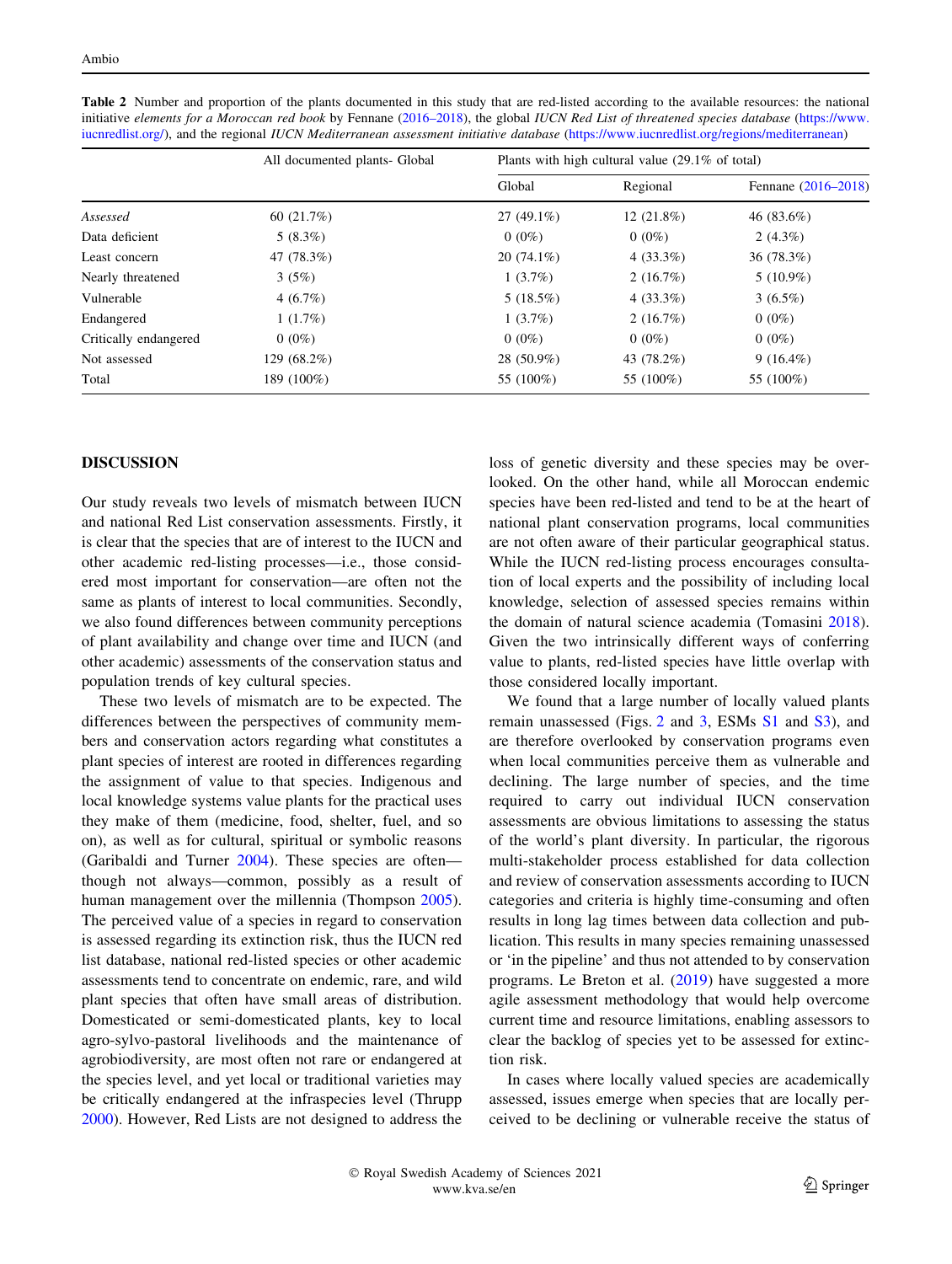**Table 2** Number and proportion of the plants documented in this study that are red-listed according to the available resources: the national initiative *elements for a Moroccan red book* by Fennane (2016–2018), the global *IUCN Red List of threatened species database* (https://www.iucnredlist.org/), and the regional *IUCN Mediterranean assessment initiative database* (https://www.iucnredlist.org/regions/mediterranean)

| | All documented plants- Global | Plants with high cultural value (29.1% of total) | | |
|---|---|---|---|---|
| | | Global | Regional | Fennane (2016–2018) |
| *Assessed* | 60 (21.7%) | 27 (49.1%) | 12 (21.8%) | 46 (83.6%) |
| Data deficient | 5 (8.3%) | 0 (0%) | 0 (0%) | 2 (4.3%) |
| Least concern | 47 (78.3%) | 20 (74.1%) | 4 (33.3%) | 36 (78.3%) |
| Nearly threatened | 3 (5%) | 1 (3.7%) | 2 (16.7%) | 5 (10.9%) |
| Vulnerable | 4 (6.7%) | 5 (18.5%) | 4 (33.3%) | 3 (6.5%) |
| Endangered | 1 (1.7%) | 1 (3.7%) | 2 (16.7%) | 0 (0%) |
| Critically endangered | 0 (0%) | 0 (0%) | 0 (0%) | 0 (0%) |
| Not assessed | 129 (68.2%) | 28 (50.9%) | 43 (78.2%) | 9 (16.4%) |
| Total | 189 (100%) | 55 (100%) | 55 (100%) | 55 (100%) |

## DISCUSSION

Our study reveals two levels of mismatch between IUCN and national Red List conservation assessments. Firstly, it is clear that the species that are of interest to the IUCN and other academic red-listing processes—i.e., those considered most important for conservation—are often not the same as plants of interest to local communities. Secondly, we also found differences between community perceptions of plant availability and change over time and IUCN (and other academic) assessments of the conservation status and population trends of key cultural species.

These two levels of mismatch are to be expected. The differences between the perspectives of community members and conservation actors regarding what constitutes a plant species of interest are rooted in differences regarding the assignment of value to that species. Indigenous and local knowledge systems value plants for the practical uses they make of them (medicine, food, shelter, fuel, and so on), as well as for cultural, spiritual or symbolic reasons (Garibaldi and Turner 2004). These species are often—though not always—common, possibly as a result of human management over the millennia (Thompson 2005). The perceived value of a species in regard to conservation is assessed regarding its extinction risk, thus the IUCN red list database, national red-listed species or other academic assessments tend to concentrate on endemic, rare, and wild plant species that often have small areas of distribution. Domesticated or semi-domesticated plants, key to local agro-sylvo-pastoral livelihoods and the maintenance of agrobiodiversity, are most often not rare or endangered at the species level, and yet local or traditional varieties may be critically endangered at the infraspecies level (Thrupp 2000). However, Red Lists are not designed to address the loss of genetic diversity and these species may be overlooked. On the other hand, while all Moroccan endemic species have been red-listed and tend to be at the heart of national plant conservation programs, local communities are not often aware of their particular geographical status. While the IUCN red-listing process encourages consultation of local experts and the possibility of including local knowledge, selection of assessed species remains within the domain of natural science academia (Tomasini 2018). Given the two intrinsically different ways of conferring value to plants, red-listed species have little overlap with those considered locally important.

We found that a large number of locally valued plants remain unassessed (Figs. 2 and 3, ESMs S1 and S3), and are therefore overlooked by conservation programs even when local communities perceive them as vulnerable and declining. The large number of species, and the time required to carry out individual IUCN conservation assessments are obvious limitations to assessing the status of the world's plant diversity. In particular, the rigorous multi-stakeholder process established for data collection and review of conservation assessments according to IUCN categories and criteria is highly time-consuming and often results in long lag times between data collection and publication. This results in many species remaining unassessed or 'in the pipeline' and thus not attended to by conservation programs. Le Breton et al. (2019) have suggested a more agile assessment methodology that would help overcome current time and resource limitations, enabling assessors to clear the backlog of species yet to be assessed for extinction risk.

In cases where locally valued species are academically assessed, issues emerge when species that are locally perceived to be declining or vulnerable receive the status of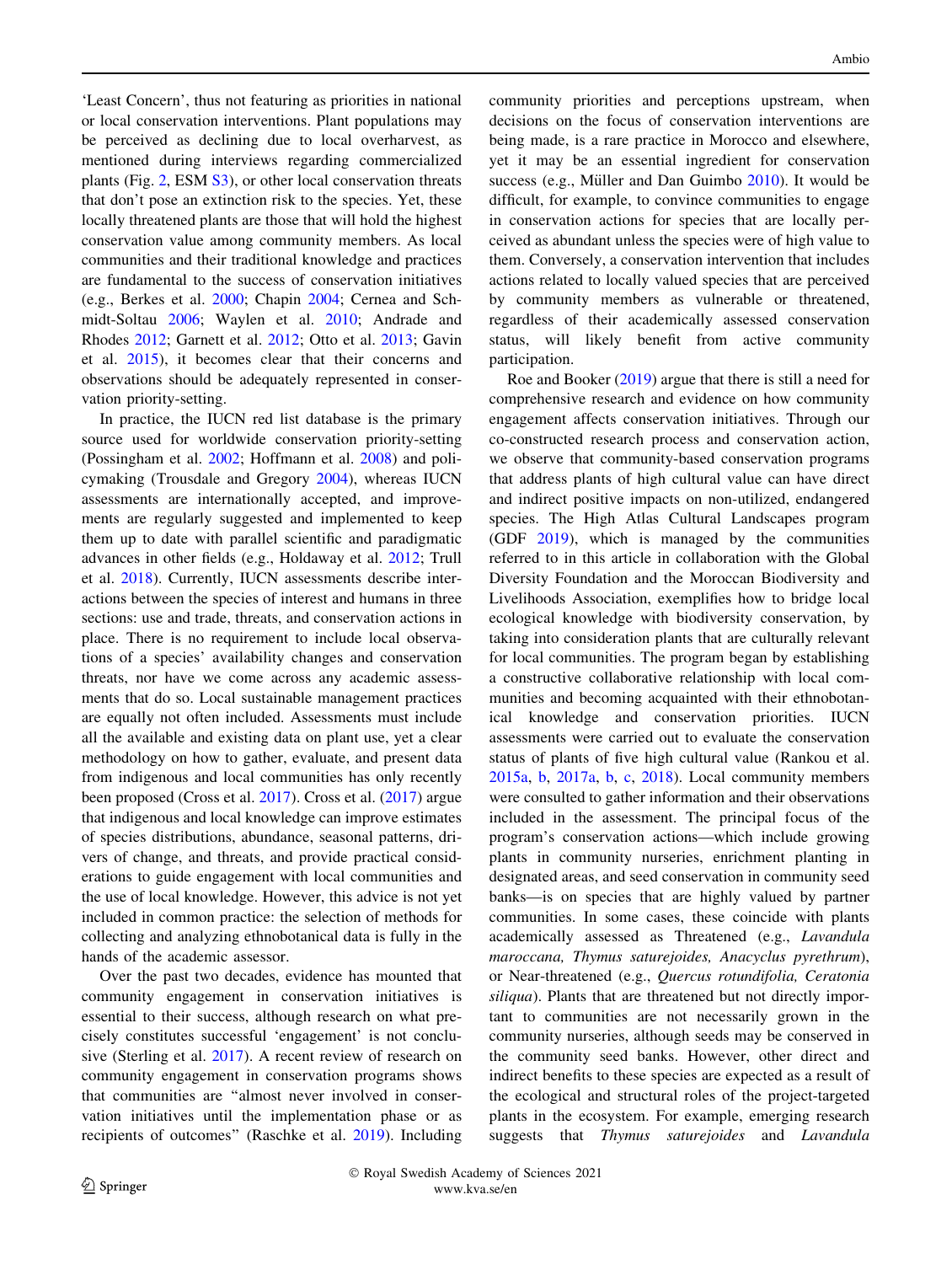'Least Concern', thus not featuring as priorities in national or local conservation interventions. Plant populations may be perceived as declining due to local overharvest, as mentioned during interviews regarding commercialized plants (Fig. 2, ESM S3), or other local conservation threats that don't pose an extinction risk to the species. Yet, these locally threatened plants are those that will hold the highest conservation value among community members. As local communities and their traditional knowledge and practices are fundamental to the success of conservation initiatives (e.g., Berkes et al. 2000; Chapin 2004; Cernea and Schmidt-Soltau 2006; Waylen et al. 2010; Andrade and Rhodes 2012; Garnett et al. 2012; Otto et al. 2013; Gavin et al. 2015), it becomes clear that their concerns and observations should be adequately represented in conservation priority-setting.

In practice, the IUCN red list database is the primary source used for worldwide conservation priority-setting (Possingham et al. 2002; Hoffmann et al. 2008) and policymaking (Trousdale and Gregory 2004), whereas IUCN assessments are internationally accepted, and improvements are regularly suggested and implemented to keep them up to date with parallel scientific and paradigmatic advances in other fields (e.g., Holdaway et al. 2012; Trull et al. 2018). Currently, IUCN assessments describe interactions between the species of interest and humans in three sections: use and trade, threats, and conservation actions in place. There is no requirement to include local observations of a species' availability changes and conservation threats, nor have we come across any academic assessments that do so. Local sustainable management practices are equally not often included. Assessments must include all the available and existing data on plant use, yet a clear methodology on how to gather, evaluate, and present data from indigenous and local communities has only recently been proposed (Cross et al. 2017). Cross et al. (2017) argue that indigenous and local knowledge can improve estimates of species distributions, abundance, seasonal patterns, drivers of change, and threats, and provide practical considerations to guide engagement with local communities and the use of local knowledge. However, this advice is not yet included in common practice: the selection of methods for collecting and analyzing ethnobotanical data is fully in the hands of the academic assessor.

Over the past two decades, evidence has mounted that community engagement in conservation initiatives is essential to their success, although research on what precisely constitutes successful 'engagement' is not conclusive (Sterling et al. 2017). A recent review of research on community engagement in conservation programs shows that communities are "almost never involved in conservation initiatives until the implementation phase or as recipients of outcomes" (Raschke et al. 2019). Including community priorities and perceptions upstream, when decisions on the focus of conservation interventions are being made, is a rare practice in Morocco and elsewhere, yet it may be an essential ingredient for conservation success (e.g., Müller and Dan Guimbo 2010). It would be difficult, for example, to convince communities to engage in conservation actions for species that are locally perceived as abundant unless the species were of high value to them. Conversely, a conservation intervention that includes actions related to locally valued species that are perceived by community members as vulnerable or threatened, regardless of their academically assessed conservation status, will likely benefit from active community participation.

Roe and Booker (2019) argue that there is still a need for comprehensive research and evidence on how community engagement affects conservation initiatives. Through our co-constructed research process and conservation action, we observe that community-based conservation programs that address plants of high cultural value can have direct and indirect positive impacts on non-utilized, endangered species. The High Atlas Cultural Landscapes program (GDF 2019), which is managed by the communities referred to in this article in collaboration with the Global Diversity Foundation and the Moroccan Biodiversity and Livelihoods Association, exemplifies how to bridge local ecological knowledge with biodiversity conservation, by taking into consideration plants that are culturally relevant for local communities. The program began by establishing a constructive collaborative relationship with local communities and becoming acquainted with their ethnobotanical knowledge and conservation priorities. IUCN assessments were carried out to evaluate the conservation status of plants of five high cultural value (Rankou et al. 2015a, b, 2017a, b, c, 2018). Local community members were consulted to gather information and their observations included in the assessment. The principal focus of the program's conservation actions—which include growing plants in community nurseries, enrichment planting in designated areas, and seed conservation in community seed banks—is on species that are highly valued by partner communities. In some cases, these coincide with plants academically assessed as Threatened (e.g., *Lavandula maroccana, Thymus saturejoides, Anacyclus pyrethrum*), or Near-threatened (e.g., *Quercus rotundifolia, Ceratonia siliqua*). Plants that are threatened but not directly important to communities are not necessarily grown in the community nurseries, although seeds may be conserved in the community seed banks. However, other direct and indirect benefits to these species are expected as a result of the ecological and structural roles of the project-targeted plants in the ecosystem. For example, emerging research suggests that *Thymus saturejoides* and *Lavandula*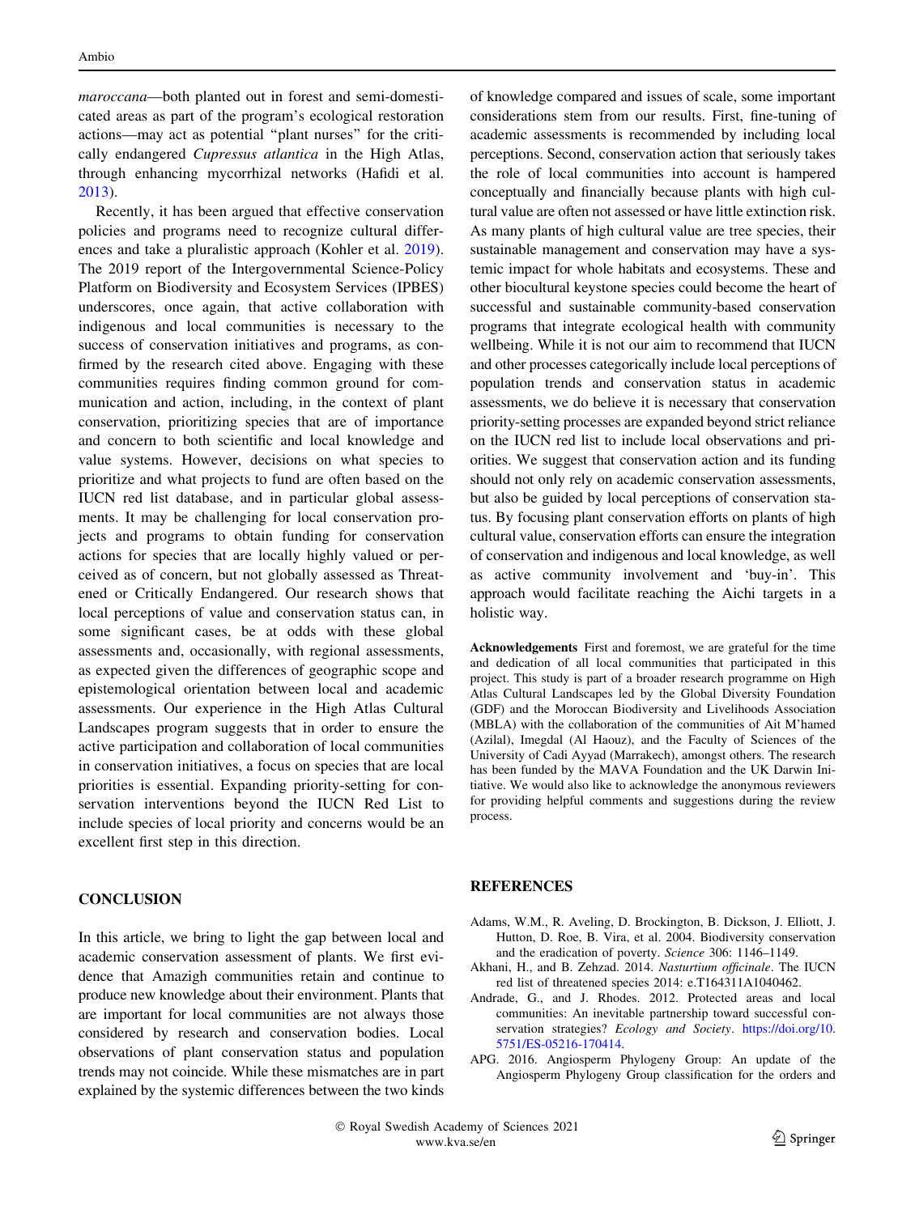*maroccana*—both planted out in forest and semi-domesticated areas as part of the program's ecological restoration actions—may act as potential "plant nurses" for the critically endangered *Cupressus atlantica* in the High Atlas, through enhancing mycorrhizal networks (Hafidi et al. 2013).

Recently, it has been argued that effective conservation policies and programs need to recognize cultural differences and take a pluralistic approach (Kohler et al. 2019). The 2019 report of the Intergovernmental Science-Policy Platform on Biodiversity and Ecosystem Services (IPBES) underscores, once again, that active collaboration with indigenous and local communities is necessary to the success of conservation initiatives and programs, as confirmed by the research cited above. Engaging with these communities requires finding common ground for communication and action, including, in the context of plant conservation, prioritizing species that are of importance and concern to both scientific and local knowledge and value systems. However, decisions on what species to prioritize and what projects to fund are often based on the IUCN red list database, and in particular global assessments. It may be challenging for local conservation projects and programs to obtain funding for conservation actions for species that are locally highly valued or perceived as of concern, but not globally assessed as Threatened or Critically Endangered. Our research shows that local perceptions of value and conservation status can, in some significant cases, be at odds with these global assessments and, occasionally, with regional assessments, as expected given the differences of geographic scope and epistemological orientation between local and academic assessments. Our experience in the High Atlas Cultural Landscapes program suggests that in order to ensure the active participation and collaboration of local communities in conservation initiatives, a focus on species that are local priorities is essential. Expanding priority-setting for conservation interventions beyond the IUCN Red List to include species of local priority and concerns would be an excellent first step in this direction.

## CONCLUSION

In this article, we bring to light the gap between local and academic conservation assessment of plants. We first evidence that Amazigh communities retain and continue to produce new knowledge about their environment. Plants that are important for local communities are not always those considered by research and conservation bodies. Local observations of plant conservation status and population trends may not coincide. While these mismatches are in part explained by the systemic differences between the two kinds of knowledge compared and issues of scale, some important considerations stem from our results. First, fine-tuning of academic assessments is recommended by including local perceptions. Second, conservation action that seriously takes the role of local communities into account is hampered conceptually and financially because plants with high cultural value are often not assessed or have little extinction risk. As many plants of high cultural value are tree species, their sustainable management and conservation may have a systemic impact for whole habitats and ecosystems. These and other biocultural keystone species could become the heart of successful and sustainable community-based conservation programs that integrate ecological health with community wellbeing. While it is not our aim to recommend that IUCN and other processes categorically include local perceptions of population trends and conservation status in academic assessments, we do believe it is necessary that conservation priority-setting processes are expanded beyond strict reliance on the IUCN red list to include local observations and priorities. We suggest that conservation action and its funding should not only rely on academic conservation assessments, but also be guided by local perceptions of conservation status. By focusing plant conservation efforts on plants of high cultural value, conservation efforts can ensure the integration of conservation and indigenous and local knowledge, as well as active community involvement and 'buy-in'. This approach would facilitate reaching the Aichi targets in a holistic way.

**Acknowledgements** First and foremost, we are grateful for the time and dedication of all local communities that participated in this project. This study is part of a broader research programme on High Atlas Cultural Landscapes led by the Global Diversity Foundation (GDF) and the Moroccan Biodiversity and Livelihoods Association (MBLA) with the collaboration of the communities of Ait M'hamed (Azilal), Imegdal (Al Haouz), and the Faculty of Sciences of the University of Cadi Ayyad (Marrakech), amongst others. The research has been funded by the MAVA Foundation and the UK Darwin Initiative. We would also like to acknowledge the anonymous reviewers for providing helpful comments and suggestions during the review process.

## REFERENCES

Adams, W.M., R. Aveling, D. Brockington, B. Dickson, J. Elliott, J. Hutton, D. Roe, B. Vira, et al. 2004. Biodiversity conservation and the eradication of poverty. *Science* 306: 1146–1149.

Akhani, H., and B. Zehzad. 2014. *Nasturtium officinale*. The IUCN red list of threatened species 2014: e.T164311A1040462.

Andrade, G., and J. Rhodes. 2012. Protected areas and local communities: An inevitable partnership toward successful conservation strategies? *Ecology and Society*. https://doi.org/10.5751/ES-05216-170414.

APG. 2016. Angiosperm Phylogeny Group: An update of the Angiosperm Phylogeny Group classification for the orders and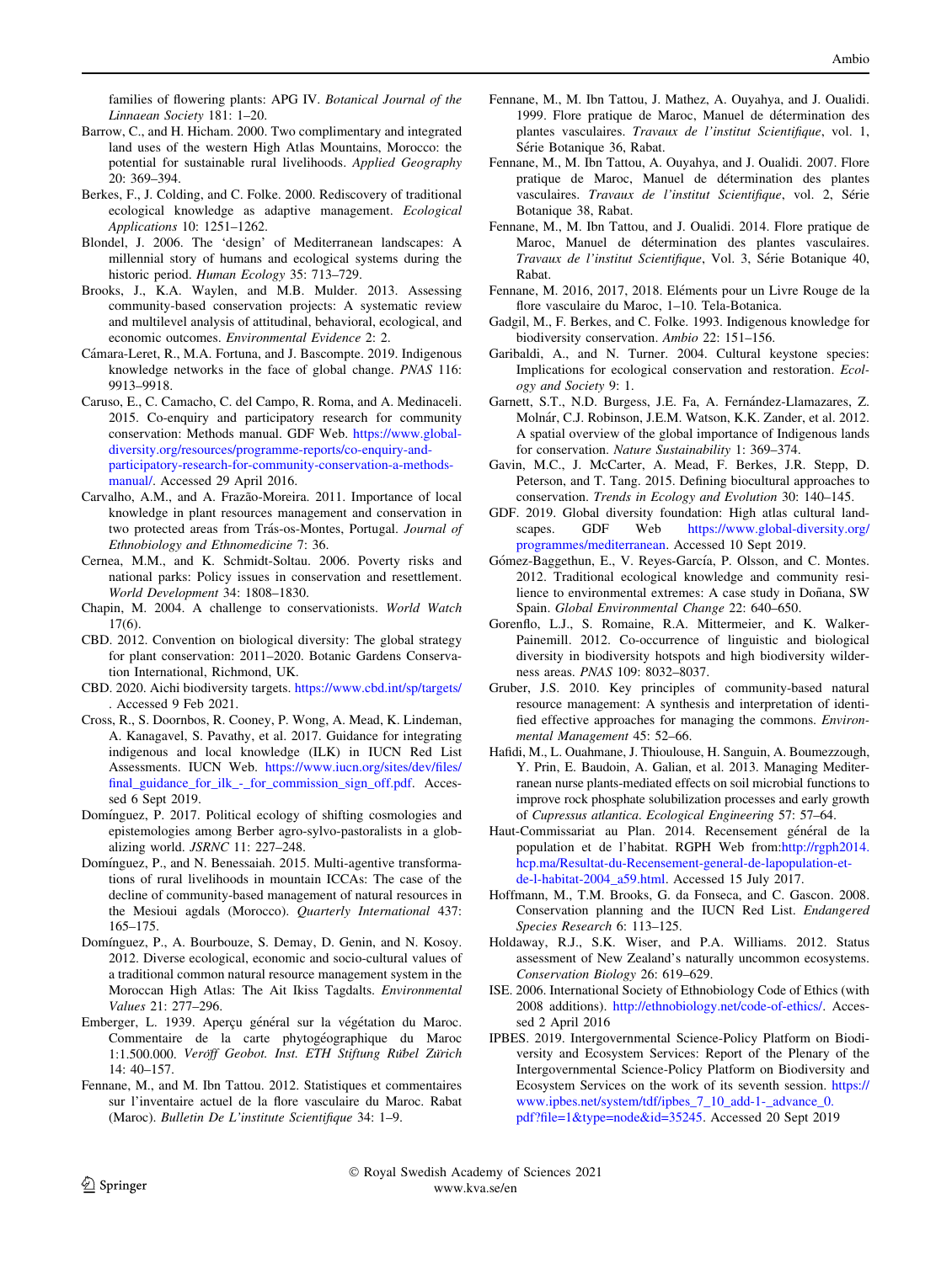families of flowering plants: APG IV. *Botanical Journal of the Linnaean Society* 181: 1–20.

Barrow, C., and H. Hicham. 2000. Two complimentary and integrated land uses of the western High Atlas Mountains, Morocco: the potential for sustainable rural livelihoods. *Applied Geography* 20: 369–394.

Berkes, F., J. Colding, and C. Folke. 2000. Rediscovery of traditional ecological knowledge as adaptive management. *Ecological Applications* 10: 1251–1262.

Blondel, J. 2006. The 'design' of Mediterranean landscapes: A millennial story of humans and ecological systems during the historic period. *Human Ecology* 35: 713–729.

Brooks, J., K.A. Waylen, and M.B. Mulder. 2013. Assessing community-based conservation projects: A systematic review and multilevel analysis of attitudinal, behavioral, ecological, and economic outcomes. *Environmental Evidence* 2: 2.

Cámara-Leret, R., M.A. Fortuna, and J. Bascompte. 2019. Indigenous knowledge networks in the face of global change. *PNAS* 116: 9913–9918.

Caruso, E., C. Camacho, C. del Campo, R. Roma, and A. Medinaceli. 2015. Co-enquiry and participatory research for community conservation: Methods manual. GDF Web. https://www.global-diversity.org/resources/programme-reports/co-enquiry-and-participatory-research-for-community-conservation-a-methods-manual/. Accessed 29 April 2016.

Carvalho, A.M., and A. Frazão-Moreira. 2011. Importance of local knowledge in plant resources management and conservation in two protected areas from Trás-os-Montes, Portugal. *Journal of Ethnobiology and Ethnomedicine* 7: 36.

Cernea, M.M., and K. Schmidt-Soltau. 2006. Poverty risks and national parks: Policy issues in conservation and resettlement. *World Development* 34: 1808–1830.

Chapin, M. 2004. A challenge to conservationists. *World Watch* 17(6).

CBD. 2012. Convention on biological diversity: The global strategy for plant conservation: 2011–2020. Botanic Gardens Conservation International, Richmond, UK.

CBD. 2020. Aichi biodiversity targets. https://www.cbd.int/sp/targets/. Accessed 9 Feb 2021.

Cross, R., S. Doornbos, R. Cooney, P. Wong, A. Mead, K. Lindeman, A. Kanagavel, S. Pavathy, et al. 2017. Guidance for integrating indigenous and local knowledge (ILK) in IUCN Red List Assessments. IUCN Web. https://www.iucn.org/sites/dev/files/final_guidance_for_ilk_-_for_commission_sign_off.pdf. Accessed 6 Sept 2019.

Domínguez, P. 2017. Political ecology of shifting cosmologies and epistemologies among Berber agro-sylvo-pastoralists in a globalizing world. *JSRNC* 11: 227–248.

Domínguez, P., and N. Benessaiah. 2015. Multi-agentive transformations of rural livelihoods in mountain ICCAs: The case of the decline of community-based management of natural resources in the Mesioui agdals (Morocco). *Quarterly International* 437: 165–175.

Domínguez, P., A. Bourbouze, S. Demay, D. Genin, and N. Kosoy. 2012. Diverse ecological, economic and socio-cultural values of a traditional common natural resource management system in the Moroccan High Atlas: The Ait Ikiss Tagdalts. *Environmental Values* 21: 277–296.

Emberger, L. 1939. Aperçu général sur la végétation du Maroc. Commentaire de la carte phytogéographique du Maroc 1:1.500.000. *Veröff Geobot. Inst. ETH Stiftung Rübel Zürich* 14: 40–157.

Fennane, M., and M. Ibn Tattou. 2012. Statistiques et commentaires sur l'inventaire actuel de la flore vasculaire du Maroc. Rabat (Maroc). *Bulletin De L'institute Scientifique* 34: 1–9.

Fennane, M., M. Ibn Tattou, J. Mathez, A. Ouyahya, and J. Oualidi. 1999. Flore pratique de Maroc, Manuel de détermination des plantes vasculaires. *Travaux de l'institut Scientifique*, vol. 1, Série Botanique 36, Rabat.

Fennane, M., M. Ibn Tattou, A. Ouyahya, and J. Oualidi. 2007. Flore pratique de Maroc, Manuel de détermination des plantes vasculaires. *Travaux de l'institut Scientifique*, vol. 2, Série Botanique 38, Rabat.

Fennane, M., M. Ibn Tattou, and J. Oualidi. 2014. Flore pratique de Maroc, Manuel de détermination des plantes vasculaires. *Travaux de l'institut Scientifique*, Vol. 3, Série Botanique 40, Rabat.

Fennane, M. 2016, 2017, 2018. Eléments pour un Livre Rouge de la flore vasculaire du Maroc, 1–10. Tela-Botanica.

Gadgil, M., F. Berkes, and C. Folke. 1993. Indigenous knowledge for biodiversity conservation. *Ambio* 22: 151–156.

Garibaldi, A., and N. Turner. 2004. Cultural keystone species: Implications for ecological conservation and restoration. *Ecology and Society* 9: 1.

Garnett, S.T., N.D. Burgess, J.E. Fa, A. Fernández-Llamazares, Z. Molnár, C.J. Robinson, J.E.M. Watson, K.K. Zander, et al. 2012. A spatial overview of the global importance of Indigenous lands for conservation. *Nature Sustainability* 1: 369–374.

Gavin, M.C., J. McCarter, A. Mead, F. Berkes, J.R. Stepp, D. Peterson, and T. Tang. 2015. Defining biocultural approaches to conservation. *Trends in Ecology and Evolution* 30: 140–145.

GDF. 2019. Global diversity foundation: High atlas cultural landscapes. GDF Web https://www.global-diversity.org/programmes/mediterranean. Accessed 10 Sept 2019.

Gómez-Baggethun, E., V. Reyes-García, P. Olsson, and C. Montes. 2012. Traditional ecological knowledge and community resilience to environmental extremes: A case study in Doñana, SW Spain. *Global Environmental Change* 22: 640–650.

Gorenflo, L.J., S. Romaine, R.A. Mittermeier, and K. Walker-Painemill. 2012. Co-occurrence of linguistic and biological diversity in biodiversity hotspots and high biodiversity wilderness areas. *PNAS* 109: 8032–8037.

Gruber, J.S. 2010. Key principles of community-based natural resource management: A synthesis and interpretation of identified effective approaches for managing the commons. *Environmental Management* 45: 52–66.

Hafidi, M., L. Ouahmane, J. Thioulouse, H. Sanguin, A. Boumezzough, Y. Prin, E. Baudoin, A. Galian, et al. 2013. Managing Mediterranean nurse plants-mediated effects on soil microbial functions to improve rock phosphate solubilization processes and early growth of *Cupressus atlantica*. *Ecological Engineering* 57: 57–64.

Haut-Commissariat au Plan. 2014. Recensement général de la population et de l'habitat. RGPH Web from:http://rgph2014.hcp.ma/Resultat-du-Recensement-general-de-lapopulation-et-de-l-habitat-2004_a59.html. Accessed 15 July 2017.

Hoffmann, M., T.M. Brooks, G. da Fonseca, and C. Gascon. 2008. Conservation planning and the IUCN Red List. *Endangered Species Research* 6: 113–125.

Holdaway, R.J., S.K. Wiser, and P.A. Williams. 2012. Status assessment of New Zealand's naturally uncommon ecosystems. *Conservation Biology* 26: 619–629.

ISE. 2006. International Society of Ethnobiology Code of Ethics (with 2008 additions). http://ethnobiology.net/code-of-ethics/. Accessed 2 April 2016

IPBES. 2019. Intergovernmental Science-Policy Platform on Biodiversity and Ecosystem Services: Report of the Plenary of the Intergovernmental Science-Policy Platform on Biodiversity and Ecosystem Services on the work of its seventh session. https://www.ipbes.net/system/tdf/ipbes_7_10_add-1-_advance_0.pdf?file=1&type=node&id=35245. Accessed 20 Sept 2019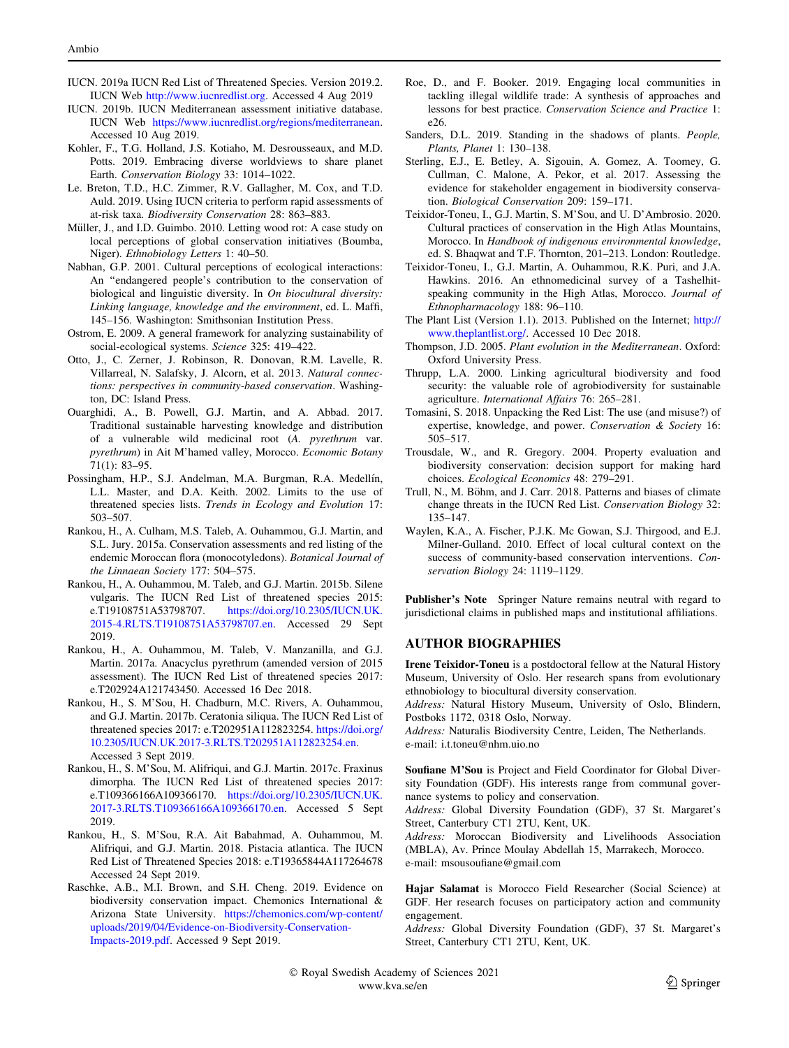IUCN. 2019a IUCN Red List of Threatened Species. Version 2019.2. IUCN Web http://www.iucnredlist.org. Accessed 4 Aug 2019

IUCN. 2019b. IUCN Mediterranean assessment initiative database. IUCN Web https://www.iucnredlist.org/regions/mediterranean. Accessed 10 Aug 2019.

Kohler, F., T.G. Holland, J.S. Kotiaho, M. Desrousseaux, and M.D. Potts. 2019. Embracing diverse worldviews to share planet Earth. *Conservation Biology* 33: 1014–1022.

Le. Breton, T.D., H.C. Zimmer, R.V. Gallagher, M. Cox, and T.D. Auld. 2019. Using IUCN criteria to perform rapid assessments of at-risk taxa. *Biodiversity Conservation* 28: 863–883.

Müller, J., and I.D. Guimbo. 2010. Letting wood rot: A case study on local perceptions of global conservation initiatives (Boumba, Niger). *Ethnobiology Letters* 1: 40–50.

Nabhan, G.P. 2001. Cultural perceptions of ecological interactions: An "endangered people's contribution to the conservation of biological and linguistic diversity. In *On biocultural diversity: Linking language, knowledge and the environment*, ed. L. Maffi, 145–156. Washington: Smithsonian Institution Press.

Ostrom, E. 2009. A general framework for analyzing sustainability of social-ecological systems. *Science* 325: 419–422.

Otto, J., C. Zerner, J. Robinson, R. Donovan, R.M. Lavelle, R. Villarreal, N. Salafsky, J. Alcorn, et al. 2013. *Natural connections: perspectives in community-based conservation*. Washington, DC: Island Press.

Ouarghidi, A., B. Powell, G.J. Martin, and A. Abbad. 2017. Traditional sustainable harvesting knowledge and distribution of a vulnerable wild medicinal root (*A. pyrethrum* var. *pyrethrum*) in Ait M'hamed valley, Morocco. *Economic Botany* 71(1): 83–95.

Possingham, H.P., S.J. Andelman, M.A. Burgman, R.A. Medellín, L.L. Master, and D.A. Keith. 2002. Limits to the use of threatened species lists. *Trends in Ecology and Evolution* 17: 503–507.

Rankou, H., A. Culham, M.S. Taleb, A. Ouhammou, G.J. Martin, and S.L. Jury. 2015a. Conservation assessments and red listing of the endemic Moroccan flora (monocotyledons). *Botanical Journal of the Linnaean Society* 177: 504–575.

Rankou, H., A. Ouhammou, M. Taleb, and G.J. Martin. 2015b. Silene vulgaris. The IUCN Red List of threatened species 2015: e.T19108751A53798707. https://doi.org/10.2305/IUCN.UK.2015-4.RLTS.T19108751A53798707.en. Accessed 29 Sept 2019.

Rankou, H., A. Ouhammou, M. Taleb, V. Manzanilla, and G.J. Martin. 2017a. Anacyclus pyrethrum (amended version of 2015 assessment). The IUCN Red List of threatened species 2017: e.T202924A121743450. Accessed 16 Dec 2018.

Rankou, H., S. M'Sou, H. Chadburn, M.C. Rivers, A. Ouhammou, and G.J. Martin. 2017b. Ceratonia siliqua. The IUCN Red List of threatened species 2017: e.T202951A112823254. https://doi.org/10.2305/IUCN.UK.2017-3.RLTS.T202951A112823254.en. Accessed 3 Sept 2019.

Rankou, H., S. M'Sou, M. Alifriqui, and G.J. Martin. 2017c. Fraxinus dimorpha. The IUCN Red List of threatened species 2017: e.T109366166A109366170. https://doi.org/10.2305/IUCN.UK.2017-3.RLTS.T109366166A109366170.en. Accessed 5 Sept 2019.

Rankou, H., S. M'Sou, R.A. Ait Babahmad, A. Ouhammou, M. Alifriqui, and G.J. Martin. 2018. Pistacia atlantica. The IUCN Red List of Threatened Species 2018: e.T19365844A117264678 Accessed 24 Sept 2019.

Raschke, A.B., M.I. Brown, and S.H. Cheng. 2019. Evidence on biodiversity conservation impact. Chemonics International & Arizona State University. https://chemonics.com/wp-content/uploads/2019/04/Evidence-on-Biodiversity-Conservation-Impacts-2019.pdf. Accessed 9 Sept 2019.

Roe, D., and F. Booker. 2019. Engaging local communities in tackling illegal wildlife trade: A synthesis of approaches and lessons for best practice. *Conservation Science and Practice* 1: e26.

Sanders, D.L. 2019. Standing in the shadows of plants. *People, Plants, Planet* 1: 130–138.

Sterling, E.J., E. Betley, A. Sigouin, A. Gomez, A. Toomey, G. Cullman, C. Malone, A. Pekor, et al. 2017. Assessing the evidence for stakeholder engagement in biodiversity conservation. *Biological Conservation* 209: 159–171.

Teixidor-Toneu, I., G.J. Martin, S. M'Sou, and U. D'Ambrosio. 2020. Cultural practices of conservation in the High Atlas Mountains, Morocco. In *Handbook of indigenous environmental knowledge*, ed. S. Bhaqwat and T.F. Thornton, 201–213. London: Routledge.

Teixidor-Toneu, I., G.J. Martin, A. Ouhammou, R.K. Puri, and J.A. Hawkins. 2016. An ethnomedicinal survey of a Tashelhit-speaking community in the High Atlas, Morocco. *Journal of Ethnopharmacology* 188: 96–110.

The Plant List (Version 1.1). 2013. Published on the Internet; http://www.theplantlist.org/. Accessed 10 Dec 2018.

Thompson, J.D. 2005. *Plant evolution in the Mediterranean*. Oxford: Oxford University Press.

Thrupp, L.A. 2000. Linking agricultural biodiversity and food security: the valuable role of agrobiodiversity for sustainable agriculture. *International Affairs* 76: 265–281.

Tomasini, S. 2018. Unpacking the Red List: The use (and misuse?) of expertise, knowledge, and power. *Conservation & Society* 16: 505–517.

Trousdale, W., and R. Gregory. 2004. Property evaluation and biodiversity conservation: decision support for making hard choices. *Ecological Economics* 48: 279–291.

Trull, N., M. Böhm, and J. Carr. 2018. Patterns and biases of climate change threats in the IUCN Red List. *Conservation Biology* 32: 135–147.

Waylen, K.A., A. Fischer, P.J.K. Mc Gowan, S.J. Thirgood, and E.J. Milner-Gulland. 2010. Effect of local cultural context on the success of community-based conservation interventions. *Conservation Biology* 24: 1119–1129.

**Publisher's Note** Springer Nature remains neutral with regard to jurisdictional claims in published maps and institutional affiliations.

## AUTHOR BIOGRAPHIES

**Irene Teixidor-Toneu** is a postdoctoral fellow at the Natural History Museum, University of Oslo. Her research spans from evolutionary ethnobiology to biocultural diversity conservation.
*Address:* Natural History Museum, University of Oslo, Blindern, Postboks 1172, 0318 Oslo, Norway.
*Address:* Naturalis Biodiversity Centre, Leiden, The Netherlands.
e-mail: i.t.toneu@nhm.uio.no

**Soufiane M'Sou** is Project and Field Coordinator for Global Diversity Foundation (GDF). His interests range from communal governance systems to policy and conservation.
*Address:* Global Diversity Foundation (GDF), 37 St. Margaret's Street, Canterbury CT1 2TU, Kent, UK.
*Address:* Moroccan Biodiversity and Livelihoods Association (MBLA), Av. Prince Moulay Abdellah 15, Marrakech, Morocco.
e-mail: msousoufiane@gmail.com

**Hajar Salamat** is Morocco Field Researcher (Social Science) at GDF. Her research focuses on participatory action and community engagement.
*Address:* Global Diversity Foundation (GDF), 37 St. Margaret's Street, Canterbury CT1 2TU, Kent, UK.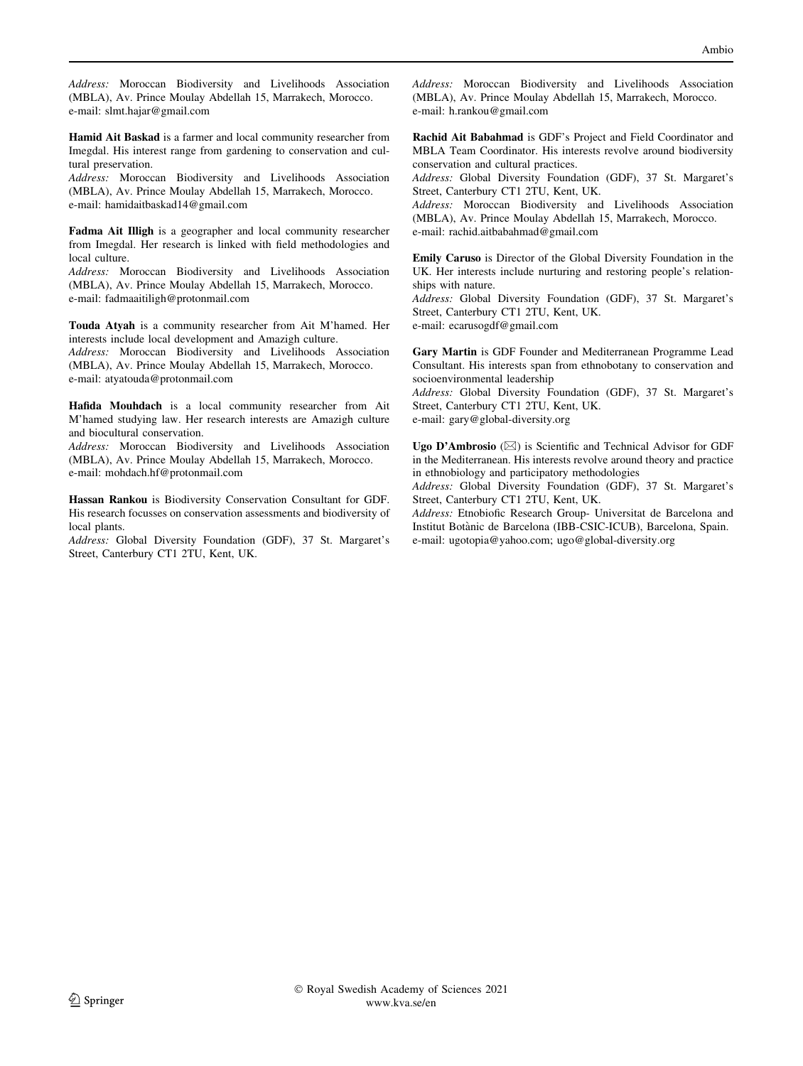*Address:* Moroccan Biodiversity and Livelihoods Association (MBLA), Av. Prince Moulay Abdellah 15, Marrakech, Morocco.
e-mail: slmt.hajar@gmail.com

**Hamid Ait Baskad** is a farmer and local community researcher from Imegdal. His interest range from gardening to conservation and cultural preservation.
*Address:* Moroccan Biodiversity and Livelihoods Association (MBLA), Av. Prince Moulay Abdellah 15, Marrakech, Morocco.
e-mail: hamidaitbaskad14@gmail.com

**Fadma Ait Illigh** is a geographer and local community researcher from Imegdal. Her research is linked with field methodologies and local culture.
*Address:* Moroccan Biodiversity and Livelihoods Association (MBLA), Av. Prince Moulay Abdellah 15, Marrakech, Morocco.
e-mail: fadmaaitiligh@protonmail.com

**Touda Atyah** is a community researcher from Ait M'hamed. Her interests include local development and Amazigh culture.
*Address:* Moroccan Biodiversity and Livelihoods Association (MBLA), Av. Prince Moulay Abdellah 15, Marrakech, Morocco.
e-mail: atyatouda@protonmail.com

**Hafida Mouhdach** is a local community researcher from Ait M'hamed studying law. Her research interests are Amazigh culture and biocultural conservation.
*Address:* Moroccan Biodiversity and Livelihoods Association (MBLA), Av. Prince Moulay Abdellah 15, Marrakech, Morocco.
e-mail: mohdach.hf@protonmail.com

**Hassan Rankou** is Biodiversity Conservation Consultant for GDF. His research focusses on conservation assessments and biodiversity of local plants.
*Address:* Global Diversity Foundation (GDF), 37 St. Margaret's Street, Canterbury CT1 2TU, Kent, UK.
*Address:* Moroccan Biodiversity and Livelihoods Association (MBLA), Av. Prince Moulay Abdellah 15, Marrakech, Morocco.
e-mail: h.rankou@gmail.com

**Rachid Ait Babahmad** is GDF's Project and Field Coordinator and MBLA Team Coordinator. His interests revolve around biodiversity conservation and cultural practices.
*Address:* Global Diversity Foundation (GDF), 37 St. Margaret's Street, Canterbury CT1 2TU, Kent, UK.
*Address:* Moroccan Biodiversity and Livelihoods Association (MBLA), Av. Prince Moulay Abdellah 15, Marrakech, Morocco.
e-mail: rachid.aitbabahmad@gmail.com

**Emily Caruso** is Director of the Global Diversity Foundation in the UK. Her interests include nurturing and restoring people's relationships with nature.
*Address:* Global Diversity Foundation (GDF), 37 St. Margaret's Street, Canterbury CT1 2TU, Kent, UK.
e-mail: ecarusogdf@gmail.com

**Gary Martin** is GDF Founder and Mediterranean Programme Lead Consultant. His interests span from ethnobotany to conservation and socioenvironmental leadership
*Address:* Global Diversity Foundation (GDF), 37 St. Margaret's Street, Canterbury CT1 2TU, Kent, UK.
e-mail: gary@global-diversity.org

**Ugo D'Ambrosio** (✉) is Scientific and Technical Advisor for GDF in the Mediterranean. His interests revolve around theory and practice in ethnobiology and participatory methodologies
*Address:* Global Diversity Foundation (GDF), 37 St. Margaret's Street, Canterbury CT1 2TU, Kent, UK.
*Address:* Etnobiofic Research Group- Universitat de Barcelona and Institut Botànic de Barcelona (IBB-CSIC-ICUB), Barcelona, Spain.
e-mail: ugotopia@yahoo.com; ugo@global-diversity.org